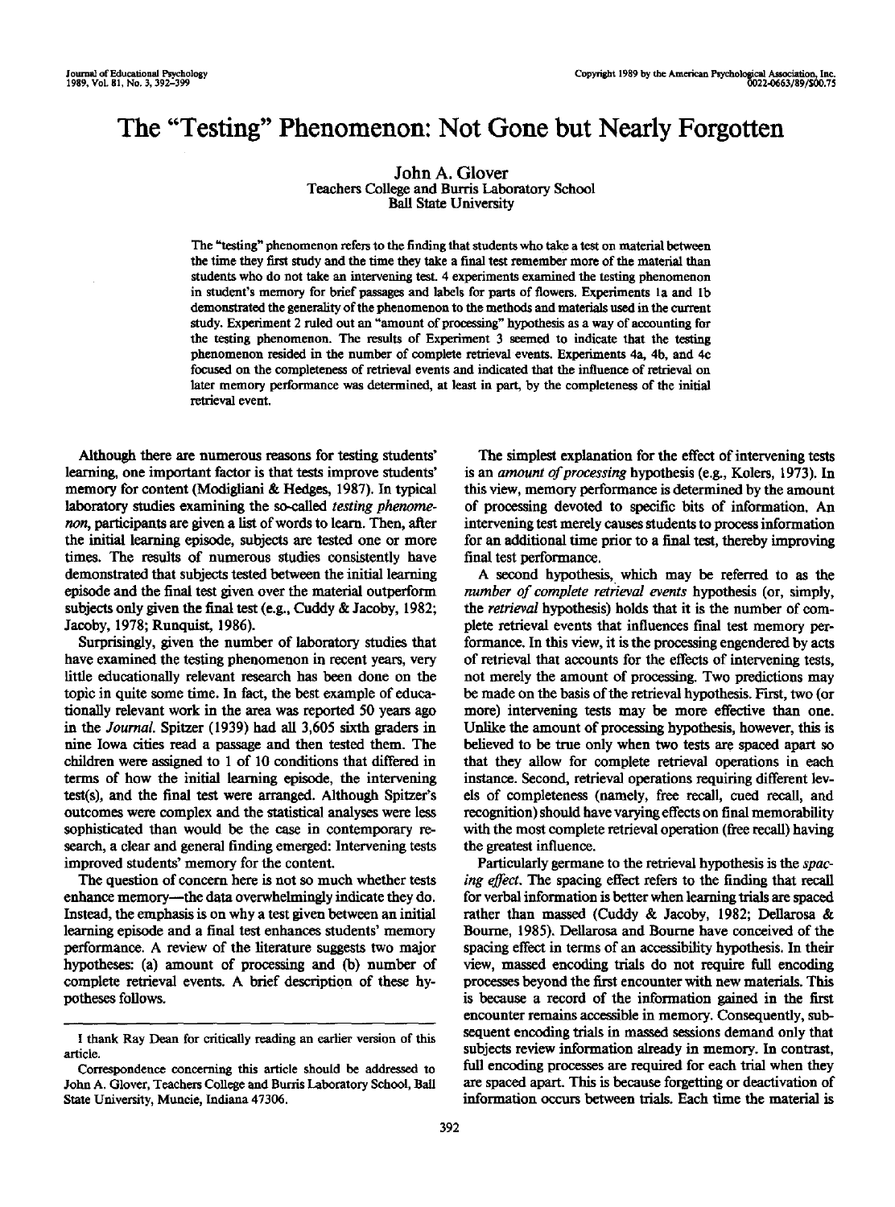# The "Testing" Phenomenon: Not Gone but Nearly Forgotten

John A. Glover
Teachers College and Burris Laboratory School
Ball State University

The "testing" phenomenon refers to the finding that students who take a test on material between the time they first study and the time they take a final test remember more of the material than students who do not take an intervening test. 4 experiments examined the testing phenomenon in student's memory for brief passages and labels for parts of flowers. Experiments 1a and 1b demonstrated the generality of the phenomenon to the methods and materials used in the current study. Experiment 2 ruled out an "amount of processing" hypothesis as a way of accounting for the testing phenomenon. The results of Experiment 3 seemed to indicate that the testing phenomenon resided in the number of complete retrieval events. Experiments 4a, 4b, and 4c focused on the completeness of retrieval events and indicated that the influence of retrieval on later memory performance was determined, at least in part, by the completeness of the initial retrieval event.

Although there are numerous reasons for testing students' learning, one important factor is that tests improve students' memory for content (Modigliani & Hedges, 1987). In typical laboratory studies examining the so-called *testing phenomenon*, participants are given a list of words to learn. Then, after the initial learning episode, subjects are tested one or more times. The results of numerous studies consistently have demonstrated that subjects tested between the initial learning episode and the final test given over the material outperform subjects only given the final test (e.g., Cuddy & Jacoby, 1982; Jacoby, 1978; Runquist, 1986).

Surprisingly, given the number of laboratory studies that have examined the testing phenomenon in recent years, very little educationally relevant research has been done on the topic in quite some time. In fact, the best example of educationally relevant work in the area was reported 50 years ago in the *Journal*. Spitzer (1939) had all 3,605 sixth graders in nine Iowa cities read a passage and then tested them. The children were assigned to 1 of 10 conditions that differed in terms of how the initial learning episode, the intervening test(s), and the final test were arranged. Although Spitzer's outcomes were complex and the statistical analyses were less sophisticated than would be the case in contemporary research, a clear and general finding emerged: Intervening tests improved students' memory for the content.

The question of concern here is not so much whether tests enhance memory—the data overwhelmingly indicate they do. Instead, the emphasis is on why a test given between an initial learning episode and a final test enhances students' memory performance. A review of the literature suggests two major hypotheses: (a) amount of processing and (b) number of complete retrieval events. A brief description of these hypotheses follows.

The simplest explanation for the effect of intervening tests is an *amount of processing* hypothesis (e.g., Kolers, 1973). In this view, memory performance is determined by the amount of processing devoted to specific bits of information. An intervening test merely causes students to process information for an additional time prior to a final test, thereby improving final test performance.

A second hypothesis, which may be referred to as the *number of complete retrieval events* hypothesis (or, simply, the *retrieval* hypothesis) holds that it is the number of complete retrieval events that influences final test memory performance. In this view, it is the processing engendered by acts of retrieval that accounts for the effects of intervening tests, not merely the amount of processing. Two predictions may be made on the basis of the retrieval hypothesis. First, two (or more) intervening tests may be more effective than one. Unlike the amount of processing hypothesis, however, this is believed to be true only when two tests are spaced apart so that they allow for complete retrieval operations in each instance. Second, retrieval operations requiring different levels of completeness (namely, free recall, cued recall, and recognition) should have varying effects on final memorability with the most complete retrieval operation (free recall) having the greatest influence.

Particularly germane to the retrieval hypothesis is the *spacing effect*. The spacing effect refers to the finding that recall for verbal information is better when learning trials are spaced rather than massed (Cuddy & Jacoby, 1982; Dellarosa & Bourne, 1985). Dellarosa and Bourne have conceived of the spacing effect in terms of an accessibility hypothesis. In their view, massed encoding trials do not require full encoding processes beyond the first encounter with new materials. This is because a record of the information gained in the first encounter remains accessible in memory. Consequently, subsequent encoding trials in massed sessions demand only that subjects review information already in memory. In contrast, full encoding processes are required for each trial when they are spaced apart. This is because forgetting or deactivation of information occurs between trials. Each time the material is

---

I thank Ray Dean for critically reading an earlier version of this article.

Correspondence concerning this article should be addressed to John A. Glover, Teachers College and Burris Laboratory School, Ball State University, Muncie, Indiana 47306.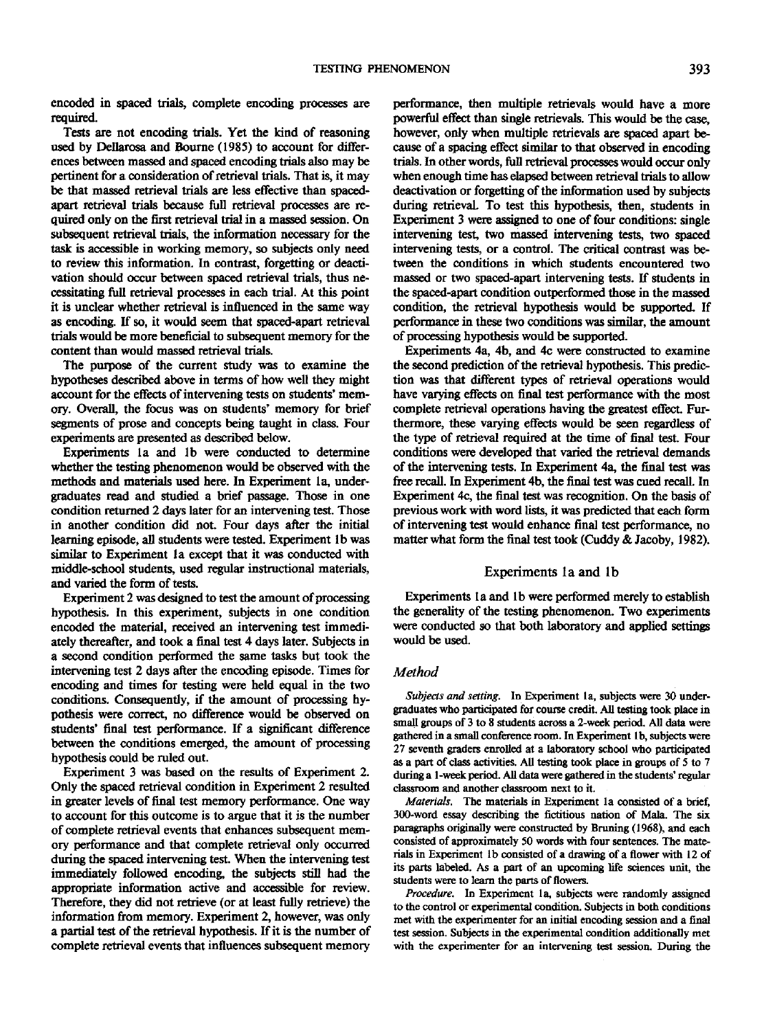encoded in spaced trials, complete encoding processes are required.

Tests are not encoding trials. Yet the kind of reasoning used by Dellarosa and Bourne (1985) to account for differences between massed and spaced encoding trials also may be pertinent for a consideration of retrieval trials. That is, it may be that massed retrieval trials are less effective than spaced-apart retrieval trials because full retrieval processes are required only on the first retrieval trial in a massed session. On subsequent retrieval trials, the information necessary for the task is accessible in working memory, so subjects only need to review this information. In contrast, forgetting or deactivation should occur between spaced retrieval trials, thus necessitating full retrieval processes in each trial. At this point it is unclear whether retrieval is influenced in the same way as encoding. If so, it would seem that spaced-apart retrieval trials would be more beneficial to subsequent memory for the content than would massed retrieval trials.

The purpose of the current study was to examine the hypotheses described above in terms of how well they might account for the effects of intervening tests on students' memory. Overall, the focus was on students' memory for brief segments of prose and concepts being taught in class. Four experiments are presented as described below.

Experiments 1a and 1b were conducted to determine whether the testing phenomenon would be observed with the methods and materials used here. In Experiment 1a, undergraduates read and studied a brief passage. Those in one condition returned 2 days later for an intervening test. Those in another condition did not. Four days after the initial learning episode, all students were tested. Experiment 1b was similar to Experiment 1a except that it was conducted with middle-school students, used regular instructional materials, and varied the form of tests.

Experiment 2 was designed to test the amount of processing hypothesis. In this experiment, subjects in one condition encoded the material, received an intervening test immediately thereafter, and took a final test 4 days later. Subjects in a second condition performed the same tasks but took the intervening test 2 days after the encoding episode. Times for encoding and times for testing were held equal in the two conditions. Consequently, if the amount of processing hypothesis were correct, no difference would be observed on students' final test performance. If a significant difference between the conditions emerged, the amount of processing hypothesis could be ruled out.

Experiment 3 was based on the results of Experiment 2. Only the spaced retrieval condition in Experiment 2 resulted in greater levels of final test memory performance. One way to account for this outcome is to argue that it is the number of complete retrieval events that enhances subsequent memory performance and that complete retrieval only occurred during the spaced intervening test. When the intervening test immediately followed encoding, the subjects still had the appropriate information active and accessible for review. Therefore, they did not retrieve (or at least fully retrieve) the information from memory. Experiment 2, however, was only a partial test of the retrieval hypothesis. If it is the number of complete retrieval events that influences subsequent memory performance, then multiple retrievals would have a more powerful effect than single retrievals. This would be the case, however, only when multiple retrievals are spaced apart because of a spacing effect similar to that observed in encoding trials. In other words, full retrieval processes would occur only when enough time has elapsed between retrieval trials to allow deactivation or forgetting of the information used by subjects during retrieval. To test this hypothesis, then, students in Experiment 3 were assigned to one of four conditions: single intervening test, two massed intervening tests, two spaced intervening tests, or a control. The critical contrast was between the conditions in which students encountered two massed or two spaced-apart intervening tests. If students in the spaced-apart condition outperformed those in the massed condition, the retrieval hypothesis would be supported. If performance in these two conditions was similar, the amount of processing hypothesis would be supported.

Experiments 4a, 4b, and 4c were constructed to examine the second prediction of the retrieval hypothesis. This prediction was that different types of retrieval operations would have varying effects on final test performance with the most complete retrieval operations having the greatest effect. Furthermore, these varying effects would be seen regardless of the type of retrieval required at the time of final test. Four conditions were developed that varied the retrieval demands of the intervening tests. In Experiment 4a, the final test was free recall. In Experiment 4b, the final test was cued recall. In Experiment 4c, the final test was recognition. On the basis of previous work with word lists, it was predicted that each form of intervening test would enhance final test performance, no matter what form the final test took (Cuddy & Jacoby, 1982).

## Experiments 1a and 1b

Experiments 1a and 1b were performed merely to establish the generality of the testing phenomenon. Two experiments were conducted so that both laboratory and applied settings would be used.

### *Method*

*Subjects and setting.* In Experiment 1a, subjects were 30 undergraduates who participated for course credit. All testing took place in small groups of 3 to 8 students across a 2-week period. All data were gathered in a small conference room. In Experiment 1b, subjects were 27 seventh graders enrolled at a laboratory school who participated as a part of class activities. All testing took place in groups of 5 to 7 during a 1-week period. All data were gathered in the students' regular classroom and another classroom next to it.

*Materials.* The materials in Experiment 1a consisted of a brief, 300-word essay describing the fictitious nation of Mala. The six paragraphs originally were constructed by Bruning (1968), and each consisted of approximately 50 words with four sentences. The materials in Experiment 1b consisted of a drawing of a flower with 12 of its parts labeled. As a part of an upcoming life sciences unit, the students were to learn the parts of flowers.

*Procedure.* In Experiment 1a, subjects were randomly assigned to the control or experimental condition. Subjects in both conditions met with the experimenter for an initial encoding session and a final test session. Subjects in the experimental condition additionally met with the experimenter for an intervening test session. During the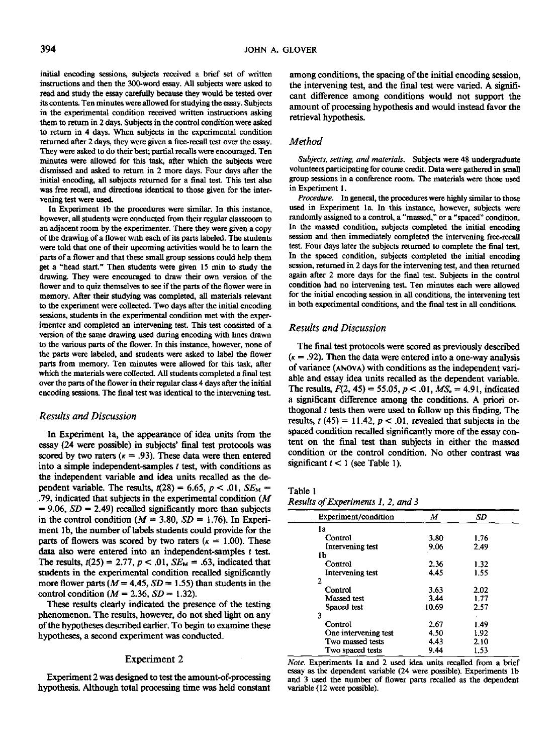initial encoding sessions, subjects received a brief set of written instructions and then the 300-word essay. All subjects were asked to read and study the essay carefully because they would be tested over its contents. Ten minutes were allowed for studying the essay. Subjects in the experimental condition received written instructions asking them to return in 2 days. Subjects in the control condition were asked to return in 4 days. When subjects in the experimental condition returned after 2 days, they were given a free-recall test over the essay. They were asked to do their best; partial recalls were encouraged. Ten minutes were allowed for this task, after which the subjects were dismissed and asked to return in 2 more days. Four days after the initial encoding, all subjects returned for a final test. This test also was free recall, and directions identical to those given for the intervening test were used.

In Experiment 1b the procedures were similar. In this instance, however, all students were conducted from their regular classroom to an adjacent room by the experimenter. There they were given a copy of the drawing of a flower with each of its parts labeled. The students were told that one of their upcoming activities would be to learn the parts of a flower and that these small group sessions could help them get a "head start." Then students were given 15 min to study the drawing. They were encouraged to draw their own version of the flower and to quiz themselves to see if the parts of the flower were in memory. After their studying was completed, all materials relevant to the experiment were collected. Two days after the initial encoding sessions, students in the experimental condition met with the experimenter and completed an intervening test. This test consisted of a version of the same drawing used during encoding with lines drawn to the various parts of the flower. In this instance, however, none of the parts were labeled, and students were asked to label the flower parts from memory. Ten minutes were allowed for this task, after which the materials were collected. All students completed a final test over the parts of the flower in their regular class 4 days after the initial encoding sessions. The final test was identical to the intervening test.

### Results and Discussion

In Experiment 1a, the appearance of idea units from the essay (24 were possible) in subjects' final test protocols was scored by two raters ($\kappa = .93$). These data were then entered into a simple independent-samples $t$ test, with conditions as the independent variable and idea units recalled as the dependent variable. The results, $t(28) = 6.65$, $p < .01$, $SE_M = .79$, indicated that subjects in the experimental condition ($M = 9.06$, $SD = 2.49$) recalled significantly more than subjects in the control condition ($M = 3.80$, $SD = 1.76$). In Experiment 1b, the number of labels students could provide for the parts of flowers was scored by two raters ($\kappa = 1.00$). These data also were entered into an independent-samples $t$ test. The results, $t(25) = 2.77$, $p < .01$, $SE_M = .63$, indicated that students in the experimental condition recalled significantly more flower parts ($M = 4.45$, $SD = 1.55$) than students in the control condition ($M = 2.36$, $SD = 1.32$).

These results clearly indicated the presence of the testing phenomenon. The results, however, do not shed light on any of the hypotheses described earlier. To begin to examine these hypotheses, a second experiment was conducted.

## Experiment 2

Experiment 2 was designed to test the amount-of-processing hypothesis. Although total processing time was held constant among conditions, the spacing of the initial encoding session, the intervening test, and the final test were varied. A significant difference among conditions would not support the amount of processing hypothesis and would instead favor the retrieval hypothesis.

### Method

*Subjects, setting, and materials.* Subjects were 48 undergraduate volunteers participating for course credit. Data were gathered in small group sessions in a conference room. The materials were those used in Experiment 1.

*Procedure.* In general, the procedures were highly similar to those used in Experiment 1a. In this instance, however, subjects were randomly assigned to a control, a "massed," or a "spaced" condition. In the massed condition, subjects completed the initial encoding session and then immediately completed the intervening free-recall test. Four days later the subjects returned to complete the final test. In the spaced condition, subjects completed the initial encoding session, returned in 2 days for the intervening test, and then returned again after 2 more days for the final test. Subjects in the control condition had no intervening test. Ten minutes each were allowed for the initial encoding session in all conditions, the intervening test in both experimental conditions, and the final test in all conditions.

### Results and Discussion

The final test protocols were scored as previously described ($\kappa = .92$). Then the data were entered into a one-way analysis of variance (ANOVA) with conditions as the independent variable and essay idea units recalled as the dependent variable. The results, $F(2, 45) = 55.05$, $p < .01$, $MS_e = 4.91$, indicated a significant difference among the conditions. A priori orthogonal $t$ tests then were used to follow up this finding. The results, $t(45) = 11.42$, $p < .01$, revealed that subjects in the spaced condition recalled significantly more of the essay content on the final test than subjects in either the massed condition or the control condition. No other contrast was significant $t < 1$ (see Table 1).

Table 1
*Results of Experiments 1, 2, and 3*

| Experiment/condition | $M$ | $SD$ |
|---|---|---|
| 1a | | |
| Control | 3.80 | 1.76 |
| Intervening test | 9.06 | 2.49 |
| 1b | | |
| Control | 2.36 | 1.32 |
| Intervening test | 4.45 | 1.55 |
| 2 | | |
| Control | 3.63 | 2.02 |
| Massed test | 3.44 | 1.77 |
| Spaced test | 10.69 | 2.57 |
| 3 | | |
| Control | 2.67 | 1.49 |
| One intervening test | 4.50 | 1.92 |
| Two massed tests | 4.43 | 2.10 |
| Two spaced tests | 9.44 | 1.53 |

*Note.* Experiments 1a and 2 used idea units recalled from a brief essay as the dependent variable (24 were possible). Experiments 1b and 3 used the number of flower parts recalled as the dependent variable (12 were possible).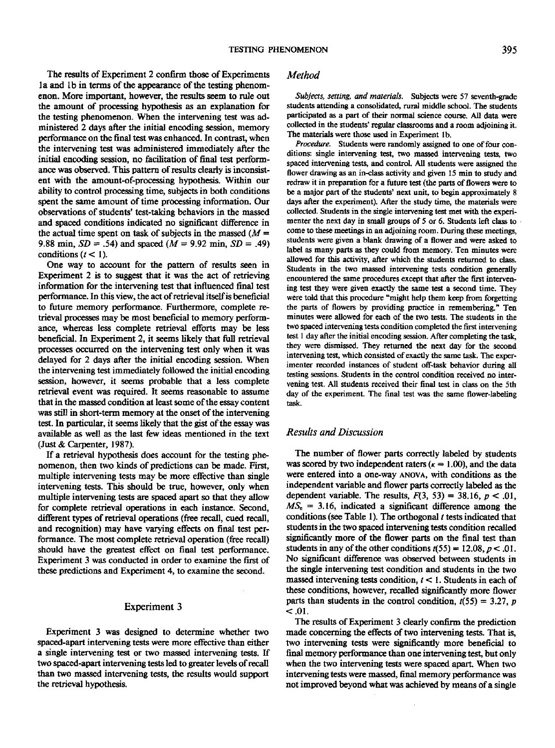The results of Experiment 2 confirm those of Experiments 1a and 1b in terms of the appearance of the testing phenomenon. More important, however, the results seem to rule out the amount of processing hypothesis as an explanation for the testing phenomenon. When the intervening test was administered 2 days after the initial encoding session, memory performance on the final test was enhanced. In contrast, when the intervening test was administered immediately after the initial encoding session, no facilitation of final test performance was observed. This pattern of results clearly is inconsistent with the amount-of-processing hypothesis. Within our ability to control processing time, subjects in both conditions spent the same amount of time processing information. Our observations of students' test-taking behaviors in the massed and spaced conditions indicated no significant difference in the actual time spent on task of subjects in the massed ($M$ = 9.88 min, $SD$ = .54) and spaced ($M$ = 9.92 min, $SD$ = .49) conditions ($t < 1$).

One way to account for the pattern of results seen in Experiment 2 is to suggest that it was the act of retrieving information for the intervening test that influenced final test performance. In this view, the act of retrieval itself is beneficial to future memory performance. Furthermore, complete retrieval processes may be most beneficial to memory performance, whereas less complete retrieval efforts may be less beneficial. In Experiment 2, it seems likely that full retrieval processes occurred on the intervening test only when it was delayed for 2 days after the initial encoding session. When the intervening test immediately followed the initial encoding session, however, it seems probable that a less complete retrieval event was required. It seems reasonable to assume that in the massed condition at least some of the essay content was still in short-term memory at the onset of the intervening test. In particular, it seems likely that the gist of the essay was available as well as the last few ideas mentioned in the text (Just & Carpenter, 1987).

If a retrieval hypothesis does account for the testing phenomenon, then two kinds of predictions can be made. First, multiple intervening tests may be more effective than single intervening tests. This should be true, however, only when multiple intervening tests are spaced apart so that they allow for complete retrieval operations in each instance. Second, different types of retrieval operations (free recall, cued recall, and recognition) may have varying effects on final test performance. The most complete retrieval operation (free recall) should have the greatest effect on final test performance. Experiment 3 was conducted in order to examine the first of these predictions and Experiment 4, to examine the second.

## Experiment 3

Experiment 3 was designed to determine whether two spaced-apart intervening tests were more effective than either a single intervening test or two massed intervening tests. If two spaced-apart intervening tests led to greater levels of recall than two massed intervening tests, the results would support the retrieval hypothesis.

### Method

*Subjects, setting, and materials.* Subjects were 57 seventh-grade students attending a consolidated, rural middle school. The students participated as a part of their normal science course. All data were collected in the students' regular classrooms and a room adjoining it. The materials were those used in Experiment 1b.

*Procedure.* Students were randomly assigned to one of four conditions: single intervening test, two massed intervening tests, two spaced intervening tests, and control. All students were assigned the flower drawing as an in-class activity and given 15 min to study and redraw it in preparation for a future test (the parts of flowers were to be a major part of the students' next unit, to begin approximately 8 days after the experiment). After the study time, the materials were collected. Students in the single intervening test met with the experimenter the next day in small groups of 5 or 6. Students left class to come to these meetings in an adjoining room. During these meetings, students were given a blank drawing of a flower and were asked to label as many parts as they could from memory. Ten minutes were allowed for this activity, after which the students returned to class. Students in the two massed intervening tests condition generally encountered the same procedures except that after the first intervening test they were given exactly the same test a second time. They were told that this procedure "might help them keep from forgetting the parts of flowers by providing practice in remembering." Ten minutes were allowed for each of the two tests. The students in the two spaced intervening tests condition completed the first intervening test 1 day after the initial encoding session. After completing the task, they were dismissed. They returned the next day for the second intervening test, which consisted of exactly the same task. The experimenter recorded instances of student off-task behavior during all testing sessions. Students in the control condition received no intervening test. All students received their final test in class on the 5th day of the experiment. The final test was the same flower-labeling task.

### Results and Discussion

The number of flower parts correctly labeled by students was scored by two independent raters ($\kappa$ = 1.00), and the data were entered into a one-way ANOVA, with conditions as the independent variable and flower parts correctly labeled as the dependent variable. The results, $F(3, 53) = 38.16$, $p < .01$, $MS_e = 3.16$, indicated a significant difference among the conditions (see Table 1). The orthogonal $t$ tests indicated that students in the two spaced intervening tests condition recalled significantly more of the flower parts on the final test than students in any of the other conditions $t(55) = 12.08$, $p < .01$. No significant difference was observed between students in the single intervening test condition and students in the two massed intervening tests condition, $t < 1$. Students in each of these conditions, however, recalled significantly more flower parts than students in the control condition, $t(55) = 3.27$, $p < .01$.

The results of Experiment 3 clearly confirm the prediction made concerning the effects of two intervening tests. That is, two intervening tests were significantly more beneficial to final memory performance than one intervening test, but only when the two intervening tests were spaced apart. When two intervening tests were massed, final memory performance was not improved beyond what was achieved by means of a single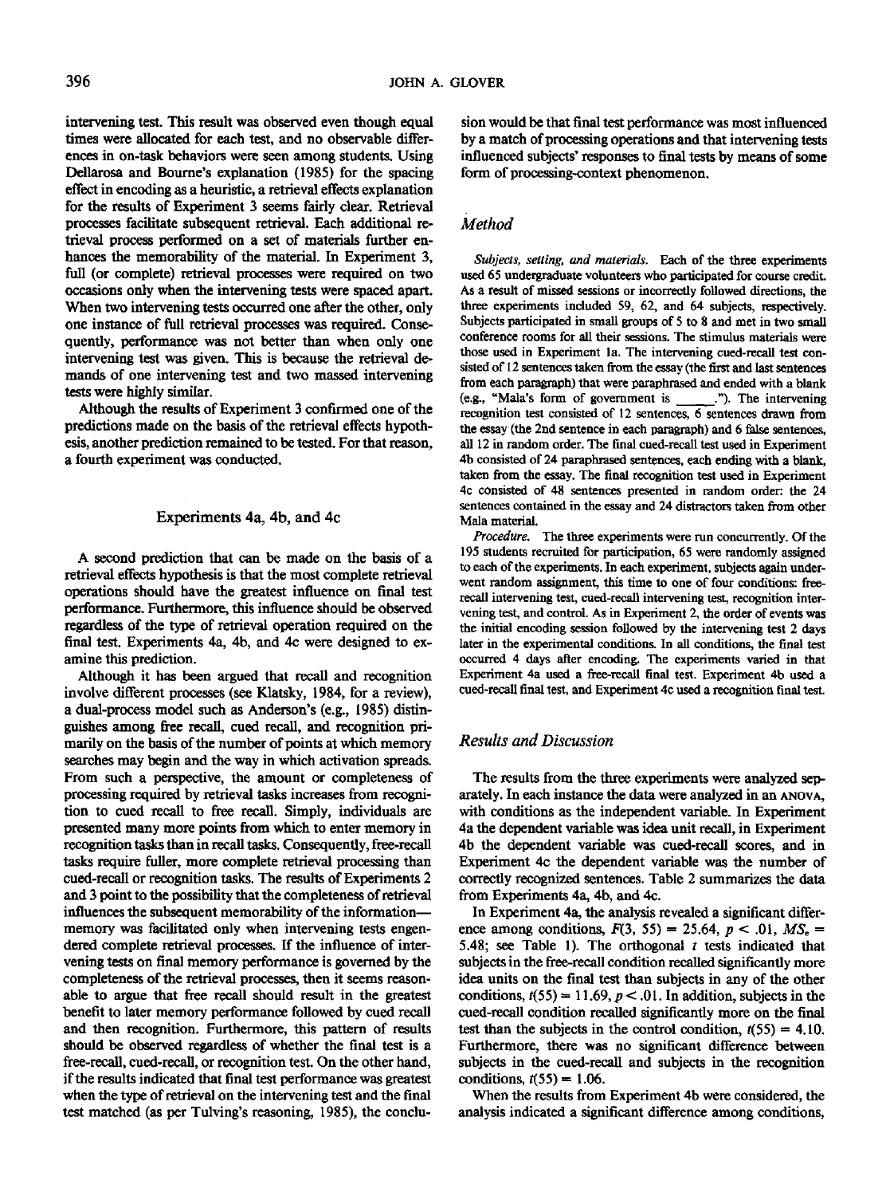intervening test. This result was observed even though equal times were allocated for each test, and no observable differences in on-task behaviors were seen among students. Using Dellarosa and Bourne's explanation (1985) for the spacing effect in encoding as a heuristic, a retrieval effects explanation for the results of Experiment 3 seems fairly clear. Retrieval processes facilitate subsequent retrieval. Each additional retrieval process performed on a set of materials further enhances the memorability of the material. In Experiment 3, full (or complete) retrieval processes were required on two occasions only when the intervening tests were spaced apart. When two intervening tests occurred one after the other, only one instance of full retrieval processes was required. Consequently, performance was not better than when only one intervening test was given. This is because the retrieval demands of one intervening test and two massed intervening tests were highly similar.

Although the results of Experiment 3 confirmed one of the predictions made on the basis of the retrieval effects hypothesis, another prediction remained to be tested. For that reason, a fourth experiment was conducted.

## Experiments 4a, 4b, and 4c

A second prediction that can be made on the basis of a retrieval effects hypothesis is that the most complete retrieval operations should have the greatest influence on final test performance. Furthermore, this influence should be observed regardless of the type of retrieval operation required on the final test. Experiments 4a, 4b, and 4c were designed to examine this prediction.

Although it has been argued that recall and recognition involve different processes (see Klatsky, 1984, for a review), a dual-process model such as Anderson's (e.g., 1985) distinguishes among free recall, cued recall, and recognition primarily on the basis of the number of points at which memory searches may begin and the way in which activation spreads. From such a perspective, the amount or completeness of processing required by retrieval tasks increases from recognition to cued recall to free recall. Simply, individuals are presented many more points from which to enter memory in recognition tasks than in recall tasks. Consequently, free-recall tasks require fuller, more complete retrieval processing than cued-recall or recognition tasks. The results of Experiments 2 and 3 point to the possibility that the completeness of retrieval influences the subsequent memorability of the information—memory was facilitated only when intervening tests engendered complete retrieval processes. If the influence of intervening tests on final memory performance is governed by the completeness of the retrieval processes, then it seems reasonable to argue that free recall should result in the greatest benefit to later memory performance followed by cued recall and then recognition. Furthermore, this pattern of results should be observed regardless of whether the final test is a free-recall, cued-recall, or recognition test. On the other hand, if the results indicated that final test performance was greatest when the type of retrieval on the intervening test and the final test matched (as per Tulving's reasoning, 1985), the conclusion would be that final test performance was most influenced by a match of processing operations and that intervening tests influenced subjects' responses to final tests by means of some form of processing-context phenomenon.

### Method

*Subjects, setting, and materials.* Each of the three experiments used 65 undergraduate volunteers who participated for course credit. As a result of missed sessions or incorrectly followed directions, the three experiments included 59, 62, and 64 subjects, respectively. Subjects participated in small groups of 5 to 8 and met in two small conference rooms for all their sessions. The stimulus materials were those used in Experiment 1a. The intervening cued-recall test consisted of 12 sentences taken from the essay (the first and last sentences from each paragraph) that were paraphrased and ended with a blank (e.g., "Mala's form of government is \_\_\_\_\_."). The intervening recognition test consisted of 12 sentences, 6 sentences drawn from the essay (the 2nd sentence in each paragraph) and 6 false sentences, all 12 in random order. The final cued-recall test used in Experiment 4b consisted of 24 paraphrased sentences, each ending with a blank, taken from the essay. The final recognition test used in Experiment 4c consisted of 48 sentences presented in random order: the 24 sentences contained in the essay and 24 distractors taken from other Mala material.

*Procedure.* The three experiments were run concurrently. Of the 195 students recruited for participation, 65 were randomly assigned to each of the experiments. In each experiment, subjects again underwent random assignment, this time to one of four conditions: free-recall intervening test, cued-recall intervening test, recognition intervening test, and control. As in Experiment 2, the order of events was the initial encoding session followed by the intervening test 2 days later in the experimental conditions. In all conditions, the final test occurred 4 days after encoding. The experiments varied in that Experiment 4a used a free-recall final test. Experiment 4b used a cued-recall final test, and Experiment 4c used a recognition final test.

### Results and Discussion

The results from the three experiments were analyzed separately. In each instance the data were analyzed in an ANOVA, with conditions as the independent variable. In Experiment 4a the dependent variable was idea unit recall, in Experiment 4b the dependent variable was cued-recall scores, and in Experiment 4c the dependent variable was the number of correctly recognized sentences. Table 2 summarizes the data from Experiments 4a, 4b, and 4c.

In Experiment 4a, the analysis revealed a significant difference among conditions, $F(3, 55) = 25.64$, $p < .01$, $MS_e = 5.48$; see Table 1). The orthogonal $t$ tests indicated that subjects in the free-recall condition recalled significantly more idea units on the final test than subjects in any of the other conditions, $t(55) = 11.69$, $p < .01$. In addition, subjects in the cued-recall condition recalled significantly more on the final test than the subjects in the control condition, $t(55) = 4.10$. Furthermore, there was no significant difference between subjects in the cued-recall and subjects in the recognition conditions, $t(55) = 1.06$.

When the results from Experiment 4b were considered, the analysis indicated a significant difference among conditions,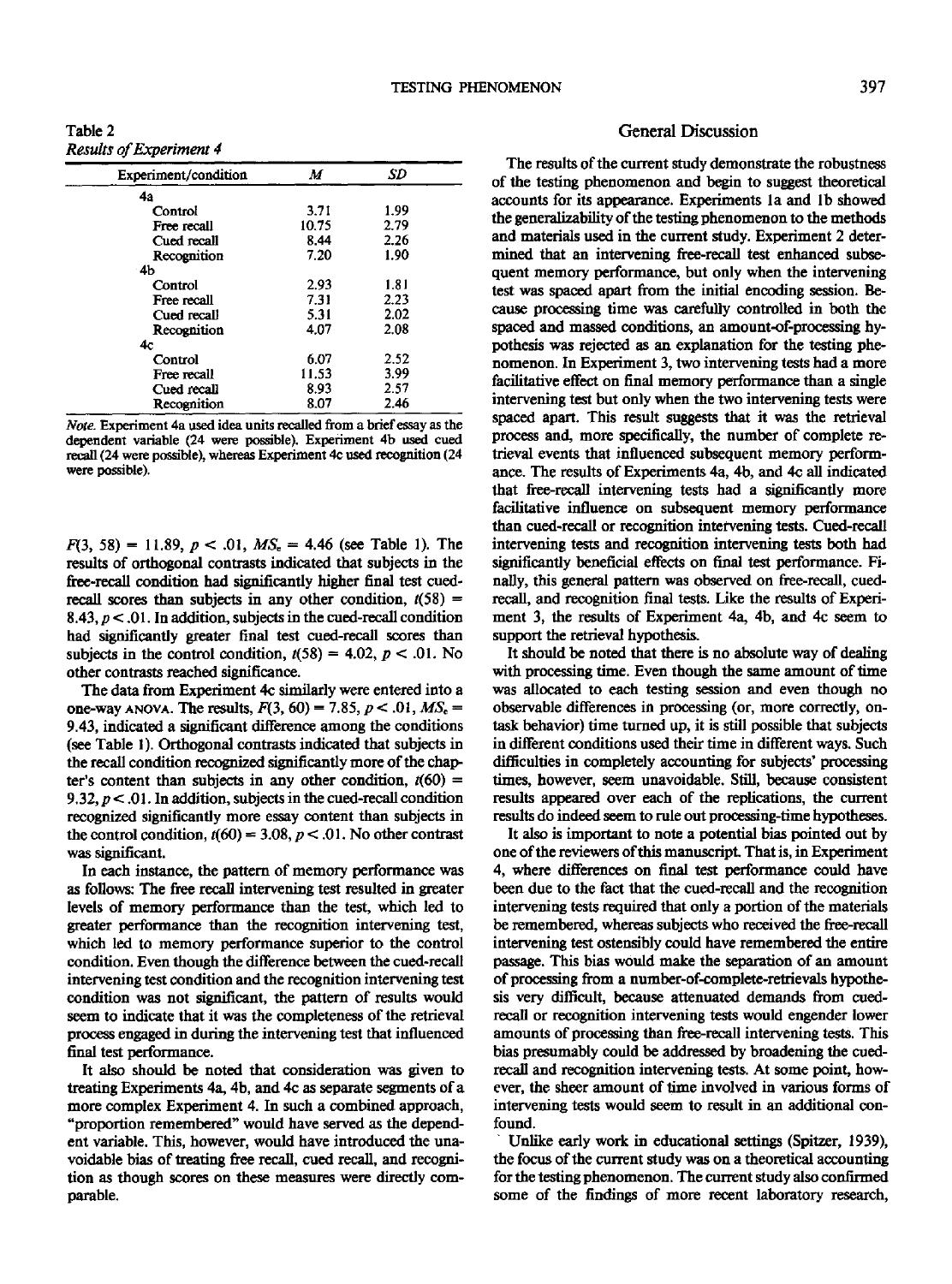Table 2
*Results of Experiment 4*

| Experiment/condition | *M* | *SD* |
|---|---|---|
| 4a | | |
| Control | 3.71 | 1.99 |
| Free recall | 10.75 | 2.79 |
| Cued recall | 8.44 | 2.26 |
| Recognition | 7.20 | 1.90 |
| 4b | | |
| Control | 2.93 | 1.81 |
| Free recall | 7.31 | 2.23 |
| Cued recall | 5.31 | 2.02 |
| Recognition | 4.07 | 2.08 |
| 4c | | |
| Control | 6.07 | 2.52 |
| Free recall | 11.53 | 3.99 |
| Cued recall | 8.93 | 2.57 |
| Recognition | 8.07 | 2.46 |

*Note.* Experiment 4a used idea units recalled from a brief essay as the dependent variable (24 were possible). Experiment 4b used cued recall (24 were possible), whereas Experiment 4c used recognition (24 were possible).

$F(3, 58) = 11.89$, $p < .01$, $MS_e = 4.46$ (see Table 1). The results of orthogonal contrasts indicated that subjects in the free-recall condition had significantly higher final test cued-recall scores than subjects in any other condition, $t(58) = 8.43$, $p < .01$. In addition, subjects in the cued-recall condition had significantly greater final test cued-recall scores than subjects in the control condition, $t(58) = 4.02$, $p < .01$. No other contrasts reached significance.

The data from Experiment 4c similarly were entered into a one-way ANOVA. The results, $F(3, 60) = 7.85$, $p < .01$, $MS_e = 9.43$, indicated a significant difference among the conditions (see Table 1). Orthogonal contrasts indicated that subjects in the recall condition recognized significantly more of the chapter's content than subjects in any other condition, $t(60) = 9.32$, $p < .01$. In addition, subjects in the cued-recall condition recognized significantly more essay content than subjects in the control condition, $t(60) = 3.08$, $p < .01$. No other contrast was significant.

In each instance, the pattern of memory performance was as follows: The free recall intervening test resulted in greater levels of memory performance than the test, which led to greater performance than the recognition intervening test, which led to memory performance superior to the control condition. Even though the difference between the cued-recall intervening test condition and the recognition intervening test condition was not significant, the pattern of results would seem to indicate that it was the completeness of the retrieval process engaged in during the intervening test that influenced final test performance.

It also should be noted that consideration was given to treating Experiments 4a, 4b, and 4c as separate segments of a more complex Experiment 4. In such a combined approach, "proportion remembered" would have served as the dependent variable. This, however, would have introduced the unavoidable bias of treating free recall, cued recall, and recognition as though scores on these measures were directly comparable.

## General Discussion

The results of the current study demonstrate the robustness of the testing phenomenon and begin to suggest theoretical accounts for its appearance. Experiments 1a and 1b showed the generalizability of the testing phenomenon to the methods and materials used in the current study. Experiment 2 determined that an intervening free-recall test enhanced subsequent memory performance, but only when the intervening test was spaced apart from the initial encoding session. Because processing time was carefully controlled in both the spaced and massed conditions, an amount-of-processing hypothesis was rejected as an explanation for the testing phenomenon. In Experiment 3, two intervening tests had a more facilitative effect on final memory performance than a single intervening test but only when the two intervening tests were spaced apart. This result suggests that it was the retrieval process and, more specifically, the number of complete retrieval events that influenced subsequent memory performance. The results of Experiments 4a, 4b, and 4c all indicated that free-recall intervening tests had a significantly more facilitative influence on subsequent memory performance than cued-recall or recognition intervening tests. Cued-recall intervening tests and recognition intervening tests both had significantly beneficial effects on final test performance. Finally, this general pattern was observed on free-recall, cued-recall, and recognition final tests. Like the results of Experiment 3, the results of Experiment 4a, 4b, and 4c seem to support the retrieval hypothesis.

It should be noted that there is no absolute way of dealing with processing time. Even though the same amount of time was allocated to each testing session and even though no observable differences in processing (or, more correctly, on-task behavior) time turned up, it is still possible that subjects in different conditions used their time in different ways. Such difficulties in completely accounting for subjects' processing times, however, seem unavoidable. Still, because consistent results appeared over each of the replications, the current results do indeed seem to rule out processing-time hypotheses.

It also is important to note a potential bias pointed out by one of the reviewers of this manuscript. That is, in Experiment 4, where differences on final test performance could have been due to the fact that the cued-recall and the recognition intervening tests required that only a portion of the materials be remembered, whereas subjects who received the free-recall intervening test ostensibly could have remembered the entire passage. This bias would make the separation of an amount of processing from a number-of-complete-retrievals hypothesis very difficult, because attenuated demands from cued-recall or recognition intervening tests would engender lower amounts of processing than free-recall intervening tests. This bias presumably could be addressed by broadening the cued-recall and recognition intervening tests. At some point, however, the sheer amount of time involved in various forms of intervening tests would seem to result in an additional confound.

Unlike early work in educational settings (Spitzer, 1939), the focus of the current study was on a theoretical accounting for the testing phenomenon. The current study also confirmed some of the findings of more recent laboratory research,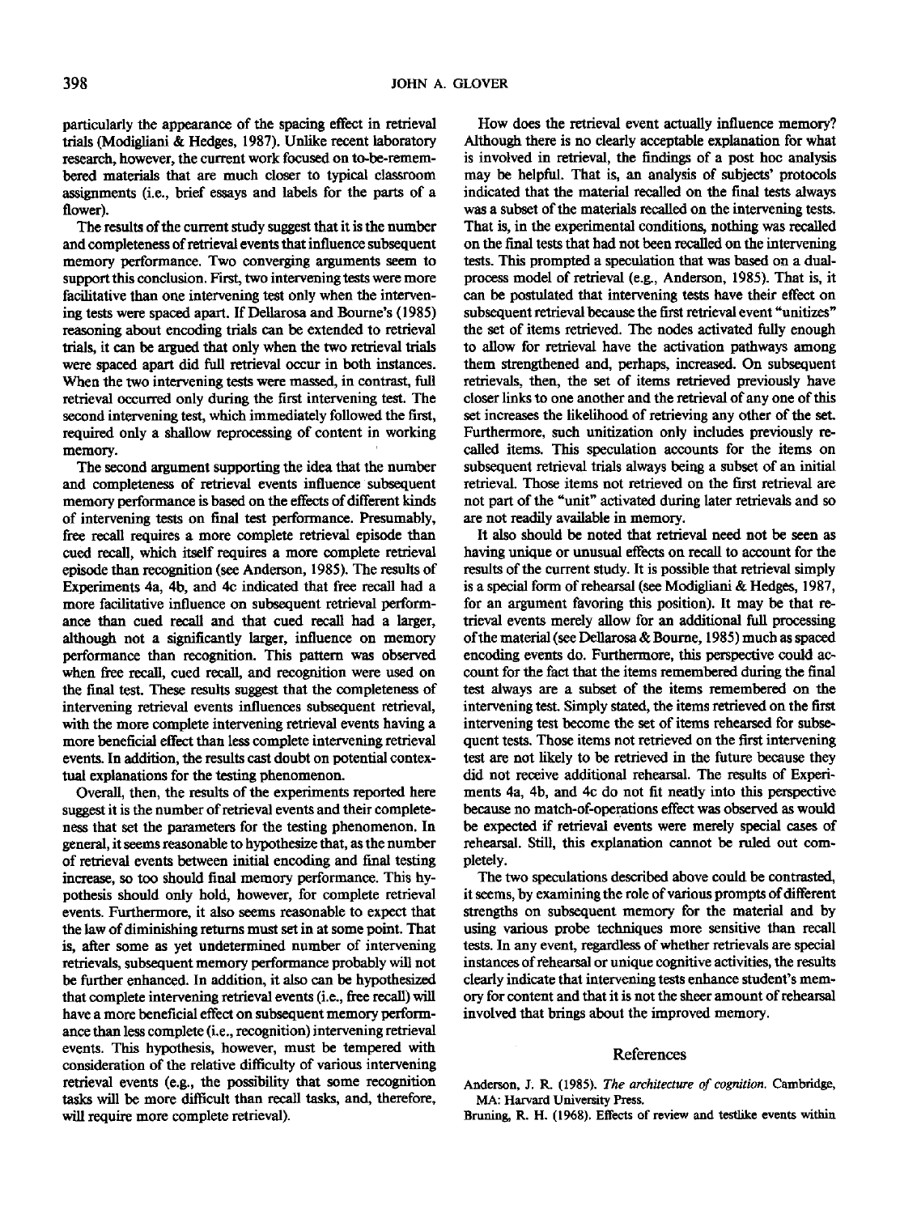particularly the appearance of the spacing effect in retrieval trials (Modigliani & Hedges, 1987). Unlike recent laboratory research, however, the current work focused on to-be-remembered materials that are much closer to typical classroom assignments (i.e., brief essays and labels for the parts of a flower).

The results of the current study suggest that it is the number and completeness of retrieval events that influence subsequent memory performance. Two converging arguments seem to support this conclusion. First, two intervening tests were more facilitative than one intervening test only when the intervening tests were spaced apart. If Dellarosa and Bourne's (1985) reasoning about encoding trials can be extended to retrieval trials, it can be argued that only when the two retrieval trials were spaced apart did full retrieval occur in both instances. When the two intervening tests were massed, in contrast, full retrieval occurred only during the first intervening test. The second intervening test, which immediately followed the first, required only a shallow reprocessing of content in working memory.

The second argument supporting the idea that the number and completeness of retrieval events influence subsequent memory performance is based on the effects of different kinds of intervening tests on final test performance. Presumably, free recall requires a more complete retrieval episode than cued recall, which itself requires a more complete retrieval episode than recognition (see Anderson, 1985). The results of Experiments 4a, 4b, and 4c indicated that free recall had a more facilitative influence on subsequent retrieval performance than cued recall and that cued recall had a larger, although not a significantly larger, influence on memory performance than recognition. This pattern was observed when free recall, cued recall, and recognition were used on the final test. These results suggest that the completeness of intervening retrieval events influences subsequent retrieval, with the more complete intervening retrieval events having a more beneficial effect than less complete intervening retrieval events. In addition, the results cast doubt on potential contextual explanations for the testing phenomenon.

Overall, then, the results of the experiments reported here suggest it is the number of retrieval events and their completeness that set the parameters for the testing phenomenon. In general, it seems reasonable to hypothesize that, as the number of retrieval events between initial encoding and final testing increase, so too should final memory performance. This hypothesis should only hold, however, for complete retrieval events. Furthermore, it also seems reasonable to expect that the law of diminishing returns must set in at some point. That is, after some as yet undetermined number of intervening retrievals, subsequent memory performance probably will not be further enhanced. In addition, it also can be hypothesized that complete intervening retrieval events (i.e., free recall) will have a more beneficial effect on subsequent memory performance than less complete (i.e., recognition) intervening retrieval events. This hypothesis, however, must be tempered with consideration of the relative difficulty of various intervening retrieval events (e.g., the possibility that some recognition tasks will be more difficult than recall tasks, and, therefore, will require more complete retrieval).

How does the retrieval event actually influence memory? Although there is no clearly acceptable explanation for what is involved in retrieval, the findings of a post hoc analysis may be helpful. That is, an analysis of subjects' protocols indicated that the material recalled on the final tests always was a subset of the materials recalled on the intervening tests. That is, in the experimental conditions, nothing was recalled on the final tests that had not been recalled on the intervening tests. This prompted a speculation that was based on a dual-process model of retrieval (e.g., Anderson, 1985). That is, it can be postulated that intervening tests have their effect on subsequent retrieval because the first retrieval event "unitizes" the set of items retrieved. The nodes activated fully enough to allow for retrieval have the activation pathways among them strengthened and, perhaps, increased. On subsequent retrievals, then, the set of items retrieved previously have closer links to one another and the retrieval of any one of this set increases the likelihood of retrieving any other of the set. Furthermore, such unitization only includes previously recalled items. This speculation accounts for the items on subsequent retrieval trials always being a subset of an initial retrieval. Those items not retrieved on the first retrieval are not part of the "unit" activated during later retrievals and so are not readily available in memory.

It also should be noted that retrieval need not be seen as having unique or unusual effects on recall to account for the results of the current study. It is possible that retrieval simply is a special form of rehearsal (see Modigliani & Hedges, 1987, for an argument favoring this position). It may be that retrieval events merely allow for an additional full processing of the material (see Dellarosa & Bourne, 1985) much as spaced encoding events do. Furthermore, this perspective could account for the fact that the items remembered during the final test always are a subset of the items remembered on the intervening test. Simply stated, the items retrieved on the first intervening test become the set of items rehearsed for subsequent tests. Those items not retrieved on the first intervening test are not likely to be retrieved in the future because they did not receive additional rehearsal. The results of Experiments 4a, 4b, and 4c do not fit neatly into this perspective because no match-of-operations effect was observed as would be expected if retrieval events were merely special cases of rehearsal. Still, this explanation cannot be ruled out completely.

The two speculations described above could be contrasted, it seems, by examining the role of various prompts of different strengths on subsequent memory for the material and by using various probe techniques more sensitive than recall tests. In any event, regardless of whether retrievals are special instances of rehearsal or unique cognitive activities, the results clearly indicate that intervening tests enhance student's memory for content and that it is not the sheer amount of rehearsal involved that brings about the improved memory.

## References

Anderson, J. R. (1985). *The architecture of cognition.* Cambridge, MA: Harvard University Press.

Bruning, R. H. (1968). Effects of review and testlike events within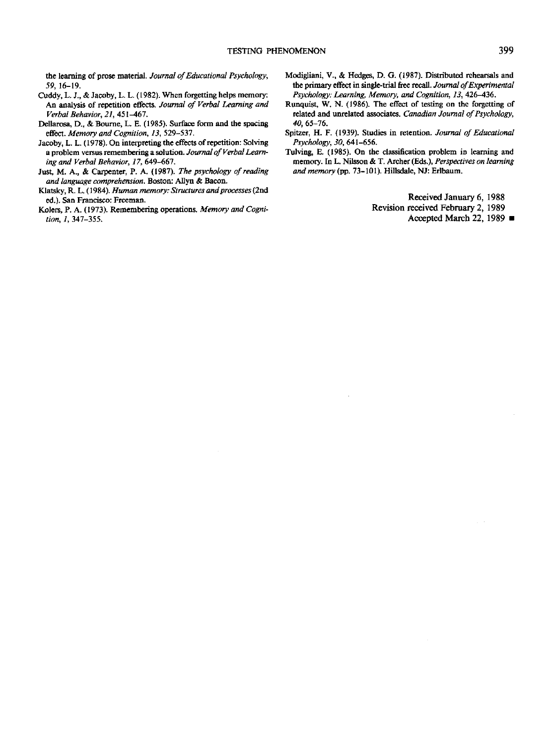the learning of prose material. *Journal of Educational Psychology, 59*, 16–19.

Cuddy, L. J., & Jacoby, L. L. (1982). When forgetting helps memory: An analysis of repetition effects. *Journal of Verbal Learning and Verbal Behavior, 21*, 451–467.

Dellarosa, D., & Bourne, L. E. (1985). Surface form and the spacing effect. *Memory and Cognition, 13*, 529–537.

Jacoby, L. L. (1978). On interpreting the effects of repetition: Solving a problem versus remembering a solution. *Journal of Verbal Learning and Verbal Behavior, 17*, 649–667.

Just, M. A., & Carpenter, P. A. (1987). *The psychology of reading and language comprehension*. Boston: Allyn & Bacon.

Klatsky, R. L. (1984). *Human memory: Structures and processes* (2nd ed.). San Francisco: Freeman.

Kolers, P. A. (1973). Remembering operations. *Memory and Cognition, 1*, 347–355.

Modigliani, V., & Hedges, D. G. (1987). Distributed rehearsals and the primary effect in single-trial free recall. *Journal of Experimental Psychology: Learning, Memory, and Cognition, 13*, 426–436.

Runquist, W. N. (1986). The effect of testing on the forgetting of related and unrelated associates. *Canadian Journal of Psychology, 40*, 65–76.

Spitzer, H. F. (1939). Studies in retention. *Journal of Educational Psychology, 30*, 641–656.

Tulving, E. (1985). On the classification problem in learning and memory. In L. Nilsson & T. Archer (Eds.), *Perspectives on learning and memory* (pp. 73–101). Hillsdale, NJ: Erlbaum.

Received January 6, 1988
Revision received February 2, 1989
Accepted March 22, 1989 ■